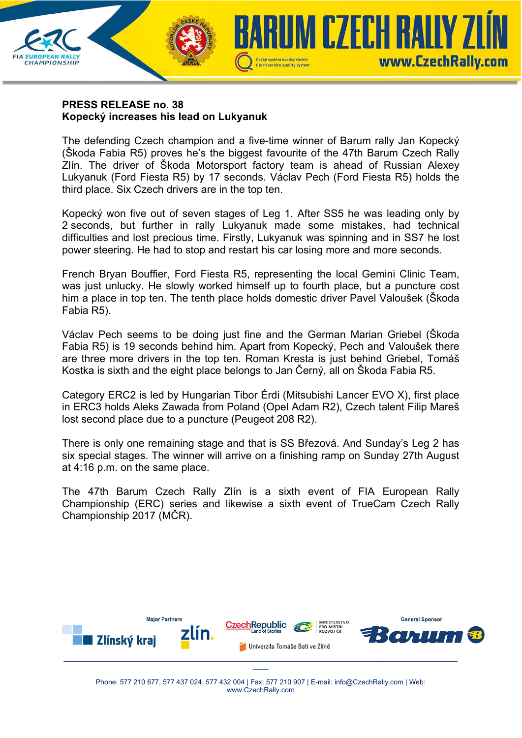**PRESS RELEASE no. 38**
**Kopecký increases his lead on Lukyanuk**

The defending Czech champion and a five-time winner of Barum rally Jan Kopecký (Škoda Fabia R5) proves he's the biggest favourite of the 47th Barum Czech Rally Zlín. The driver of Škoda Motorsport factory team is ahead of Russian Alexey Lukyanuk (Ford Fiesta R5) by 17 seconds. Václav Pech (Ford Fiesta R5) holds the third place. Six Czech drivers are in the top ten.

Kopecký won five out of seven stages of Leg 1. After SS5 he was leading only by 2 seconds, but further in rally Lukyanuk made some mistakes, had technical difficulties and lost precious time. Firstly, Lukyanuk was spinning and in SS7 he lost power steering. He had to stop and restart his car losing more and more seconds.

French Bryan Bouffier, Ford Fiesta R5, representing the local Gemini Clinic Team, was just unlucky. He slowly worked himself up to fourth place, but a puncture cost him a place in top ten. The tenth place holds domestic driver Pavel Valoušek (Škoda Fabia R5).

Václav Pech seems to be doing just fine and the German Marian Griebel (Škoda Fabia R5) is 19 seconds behind him. Apart from Kopecký, Pech and Valoušek there are three more drivers in the top ten. Roman Kresta is just behind Griebel, Tomáš Kostka is sixth and the eight place belongs to Jan Černý, all on Škoda Fabia R5.

Category ERC2 is led by Hungarian Tibor Érdi (Mitsubishi Lancer EVO X), first place in ERC3 holds Aleks Zawada from Poland (Opel Adam R2), Czech talent Filip Mareš lost second place due to a puncture (Peugeot 208 R2).

There is only one remaining stage and that is SS Březová. And Sunday's Leg 2 has six special stages. The winner will arrive on a finishing ramp on Sunday 27th August at 4:16 p.m. on the same place.

The 47th Barum Czech Rally Zlín is a sixth event of FIA European Rally Championship (ERC) series and likewise a sixth event of TrueCam Czech Rally Championship 2017 (MČR).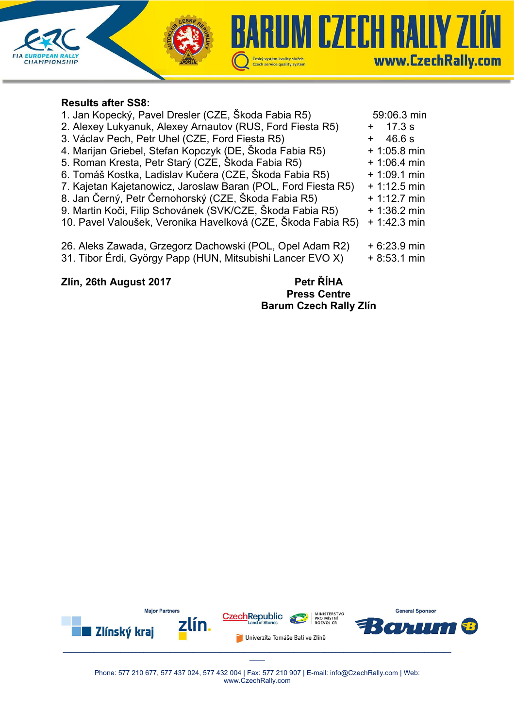**Results after SS8:**

| | |
|---|---|
| 1. Jan Kopecký, Pavel Dresler (CZE, Škoda Fabia R5) | 59:06.3 min |
| 2. Alexey Lukyanuk, Alexey Arnautov (RUS, Ford Fiesta R5) | + 17.3 s |
| 3. Václav Pech, Petr Uhel (CZE, Ford Fiesta R5) | + 46.6 s |
| 4. Marijan Griebel, Stefan Kopczyk (DE, Škoda Fabia R5) | + 1:05.8 min |
| 5. Roman Kresta, Petr Starý (CZE, Škoda Fabia R5) | + 1:06.4 min |
| 6. Tomáš Kostka, Ladislav Kučera (CZE, Škoda Fabia R5) | + 1:09.1 min |
| 7. Kajetan Kajetanowicz, Jaroslaw Baran (POL, Ford Fiesta R5) | + 1:12.5 min |
| 8. Jan Černý, Petr Černohorský (CZE, Škoda Fabia R5) | + 1:12.7 min |
| 9. Martin Koči, Filip Schovánek (SVK/CZE, Škoda Fabia R5) | + 1:36.2 min |
| 10. Pavel Valoušek, Veronika Havelková (CZE, Škoda Fabia R5) | + 1:42.3 min |
| 26. Aleks Zawada, Grzegorz Dachowski (POL, Opel Adam R2) | + 6:23.9 min |
| 31. Tibor Érdi, György Papp (HUN, Mitsubishi Lancer EVO X) | + 8:53.1 min |

**Zlín, 26th August 2017**

**Petr ŘÍHA**
**Press Centre**
**Barum Czech Rally Zlín**

Phone: 577 210 677, 577 437 024, 577 432 004 | Fax: 577 210 907 | E-mail: info@CzechRally.com | Web: www.CzechRally.com